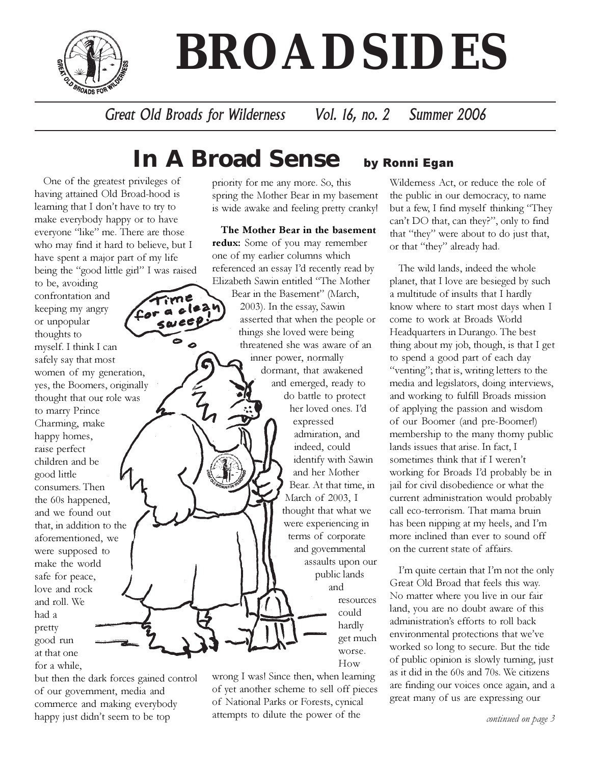# BROADSIDES

*Great Old Broads for Wilderness Vol. 16, no. 2 Summer 2006*

## In A Broad Sense by Ronni Egan

One of the greatest privileges of having attained Old Broad-hood is learning that I don't have to try to make everybody happy or to have everyone "like" me. There are those who may find it hard to believe, but I have spent a major part of my life being the "good little girl" I was raised to be, avoiding confrontation and keeping my angry or unpopular thoughts to myself. I think I can safely say that most women of my generation, yes, the Boomers, originally thought that our role was to marry Prince Charming, make happy homes, raise perfect children and be good little consumers. Then the 60s happened, and we found out that, in addition to the aforementioned, we were supposed to make the world safe for peace, love and rock and roll. We had a pretty good run at that one for a while, but then the dark forces gained control of our government, media and commerce and making everybody happy just didn't seem to be top priority for me any more. So, this spring the Mother Bear in my basement is wide awake and feeling pretty cranky!

**The Mother Bear in the basement redux:** Some of you may remember one of my earlier columns which referenced an essay I'd recently read by Elizabeth Sawin entitled "The Mother Bear in the Basement" (March, 2003). In the essay, Sawin asserted that when the people or things she loved were being threatened she was aware of an inner power, normally dormant, that awakened and emerged, ready to do battle to protect her loved ones. I'd expressed admiration, and indeed, could identify with Sawin and her Mother Bear. At that time, in March of 2003, I thought that what we were experiencing in terms of corporate and governmental assaults upon our public lands and resources could hardly get much worse. How wrong I was! Since then, when learning of yet another scheme to sell off pieces of National Parks or Forests, cynical attempts to dilute the power of the Wilderness Act, or reduce the role of the public in our democracy, to name but a few, I find myself thinking "They can't DO that, can they?", only to find that "they" were about to do just that, or that "they" already had.

The wild lands, indeed the whole planet, that I love are besieged by such a multitude of insults that I hardly know where to start most days when I come to work at Broads World Headquarters in Durango. The best thing about my job, though, is that I get to spend a good part of each day "venting"; that is, writing letters to the media and legislators, doing interviews, and working to fulfill Broads mission of applying the passion and wisdom of our Boomer (and pre-Boomer!) membership to the many thorny public lands issues that arise. In fact, I sometimes think that if I weren't working for Broads I'd probably be in jail for civil disobedience or what the current administration would probably call eco-terrorism. That mama bruin has been nipping at my heels, and I'm more inclined than ever to sound off on the current state of affairs.

I'm quite certain that I'm not the only Great Old Broad that feels this way. No matter where you live in our fair land, you are no doubt aware of this administration's efforts to roll back environmental protections that we've worked so long to secure. But the tide of public opinion is slowly turning, just as it did in the 60s and 70s. We citizens are finding our voices once again, and a great many of us are expressing our

*continued on page 3*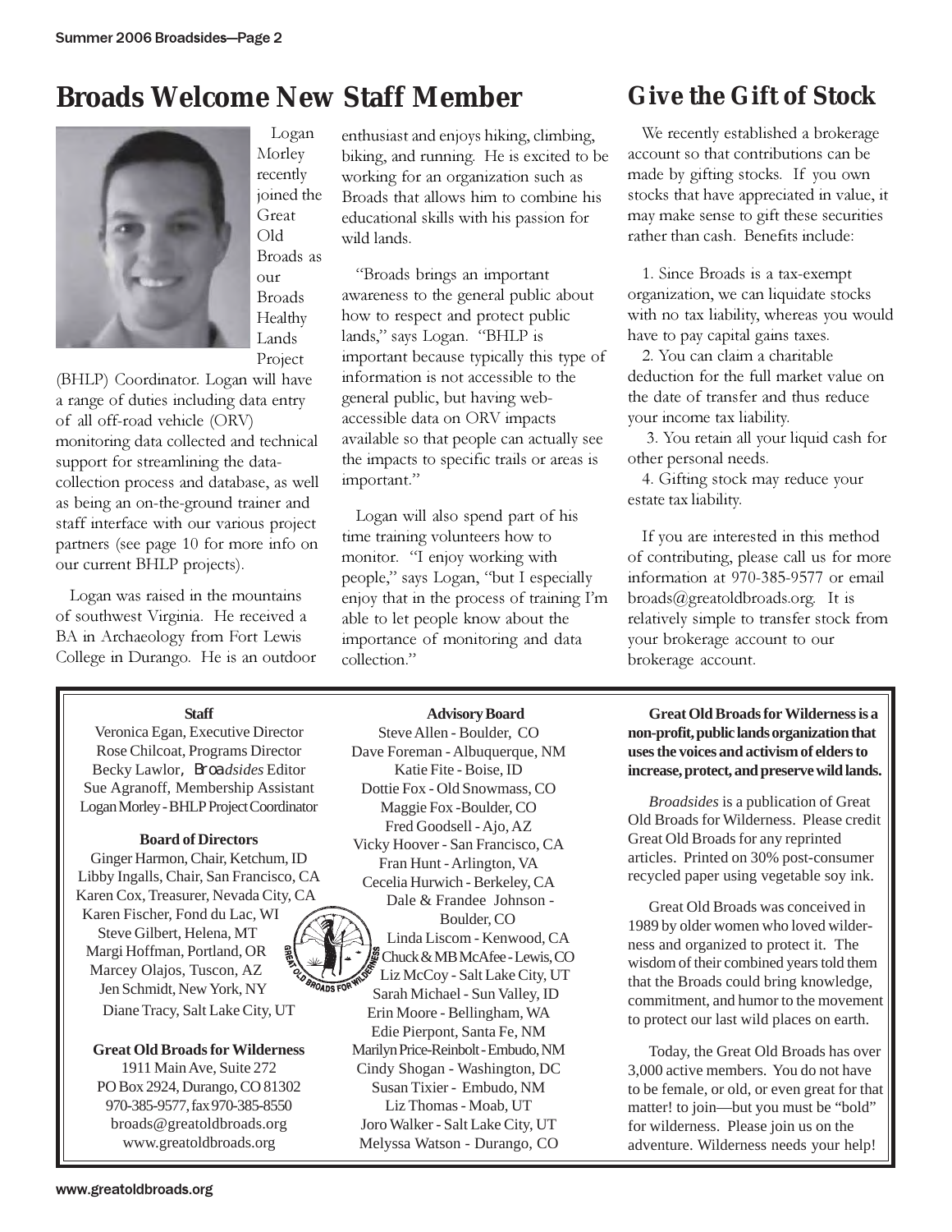## Broads Welcome New Staff Member

Logan Morley recently joined the Great Old Broads as our Broads Healthy Lands Project (BHLP) Coordinator. Logan will have a range of duties including data entry of all off-road vehicle (ORV) monitoring data collected and technical support for streamlining the data-collection process and database, as well as being an on-the-ground trainer and staff interface with our various project partners (see page 10 for more info on our current BHLP projects).

Logan was raised in the mountains of southwest Virginia. He received a BA in Archaeology from Fort Lewis College in Durango. He is an outdoor enthusiast and enjoys hiking, climbing, biking, and running. He is excited to be working for an organization such as Broads that allows him to combine his educational skills with his passion for wild lands.

"Broads brings an important awareness to the general public about how to respect and protect public lands," says Logan. "BHLP is important because typically this type of information is not accessible to the general public, but having web-accessible data on ORV impacts available so that people can actually see the impacts to specific trails or areas is important."

Logan will also spend part of his time training volunteers how to monitor. "I enjoy working with people," says Logan, "but I especially enjoy that in the process of training I'm able to let people know about the importance of monitoring and data collection."

## Give the Gift of Stock

We recently established a brokerage account so that contributions can be made by gifting stocks. If you own stocks that have appreciated in value, it may make sense to gift these securities rather than cash. Benefits include:

1. Since Broads is a tax-exempt organization, we can liquidate stocks with no tax liability, whereas you would have to pay capital gains taxes.
2. You can claim a charitable deduction for the full market value on the date of transfer and thus reduce your income tax liability.
3. You retain all your liquid cash for other personal needs.
4. Gifting stock may reduce your estate tax liability.

If you are interested in this method of contributing, please call us for more information at 970-385-9577 or email broads@greatoldbroads.org. It is relatively simple to transfer stock from your brokerage account to our brokerage account.

---

**Staff**

Veronica Egan, Executive Director
Rose Chilcoat, Programs Director
Becky Lawlor, *Broadsides* Editor
Sue Agranoff, Membership Assistant
Logan Morley - BHLP Project Coordinator

**Board of Directors**

Ginger Harmon, Chair, Ketchum, ID
Libby Ingalls, Chair, San Francisco, CA
Karen Cox, Treasurer, Nevada City, CA
Karen Fischer, Fond du Lac, WI
Steve Gilbert, Helena, MT
Margi Hoffman, Portland, OR
Marcey Olajos, Tuscon, AZ
Jen Schmidt, New York, NY
Diane Tracy, Salt Lake City, UT

**Great Old Broads for Wilderness**

1911 Main Ave, Suite 272
PO Box 2924, Durango, CO 81302
970-385-9577, fax 970-385-8550
broads@greatoldbroads.org
www.greatoldbroads.org

**Advisory Board**

Steve Allen - Boulder, CO
Dave Foreman - Albuquerque, NM
Katie Fite - Boise, ID
Dottie Fox - Old Snowmass, CO
Maggie Fox - Boulder, CO
Fred Goodsell - Ajo, AZ
Vicky Hoover - San Francisco, CA
Fran Hunt - Arlington, VA
Cecelia Hurwich - Berkeley, CA
Dale & Frandee Johnson - Boulder, CO
Linda Liscom - Kenwood, CA
Chuck & MB McAfee - Lewis, CO
Liz McCoy - Salt Lake City, UT
Sarah Michael - Sun Valley, ID
Erin Moore - Bellingham, WA
Edie Pierpont, Santa Fe, NM
Marilyn Price-Reinbolt - Embudo, NM
Cindy Shogan - Washington, DC
Susan Tixier - Embudo, NM
Liz Thomas - Moab, UT
Joro Walker - Salt Lake City, UT
Melyssa Watson - Durango, CO

**Great Old Broads for Wilderness is a non-profit, public lands organization that uses the voices and activism of elders to increase, protect, and preserve wild lands.**

*Broadsides* is a publication of Great Old Broads for Wilderness. Please credit Great Old Broads for any reprinted articles. Printed on 30% post-consumer recycled paper using vegetable soy ink.

Great Old Broads was conceived in 1989 by older women who loved wilderness and organized to protect it. The wisdom of their combined years told them that the Broads could bring knowledge, commitment, and humor to the movement to protect our last wild places on earth.

Today, the Great Old Broads has over 3,000 active members. You do not have to be female, or old, or even great for that matter! to join—but you must be "bold" for wilderness. Please join us on the adventure. Wilderness needs your help!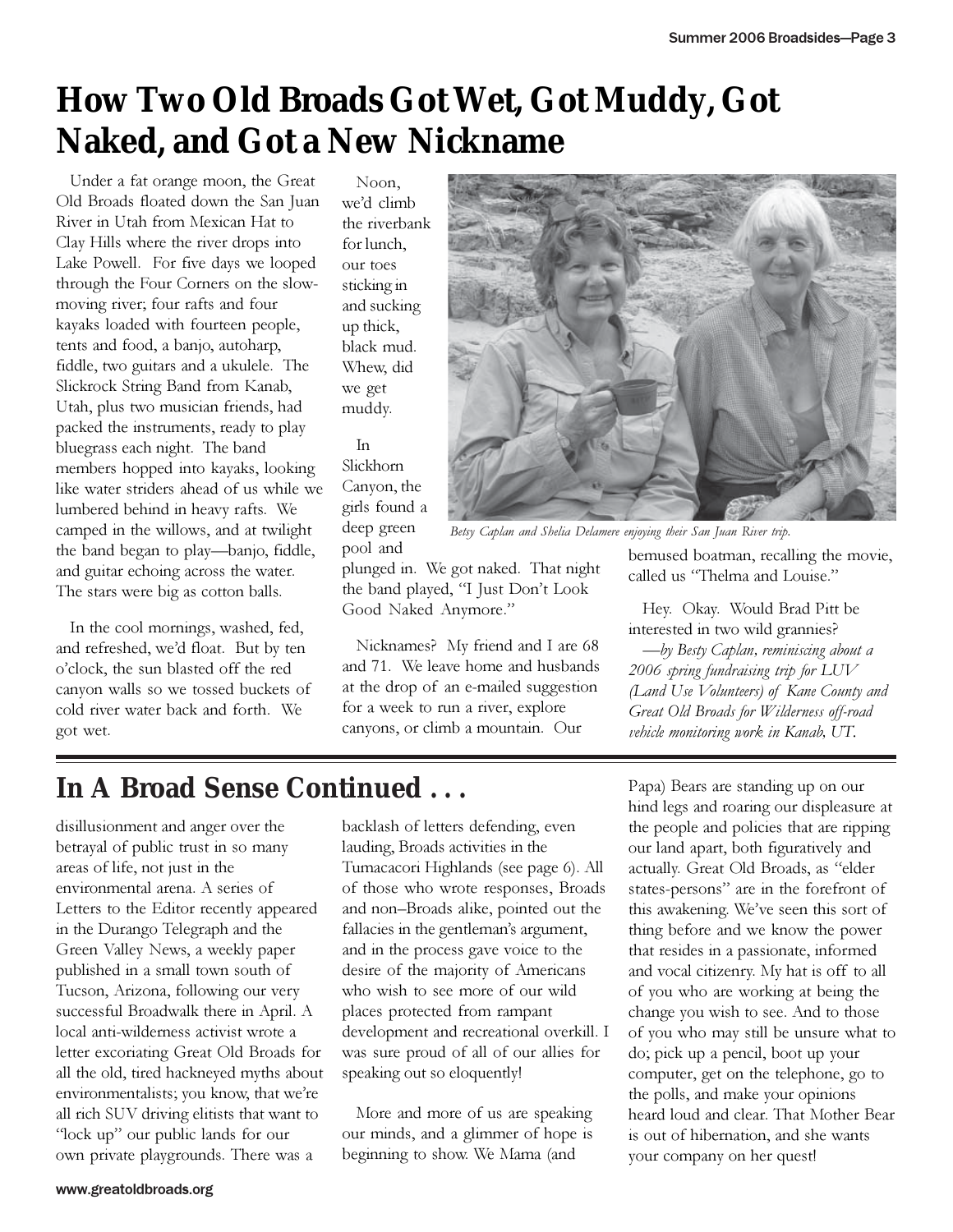# How Two Old Broads Got Wet, Got Muddy, Got Naked, and Got a New Nickname

Under a fat orange moon, the Great Old Broads floated down the San Juan River in Utah from Mexican Hat to Clay Hills where the river drops into Lake Powell. For five days we looped through the Four Corners on the slow-moving river; four rafts and four kayaks loaded with fourteen people, tents and food, a banjo, autoharp, fiddle, two guitars and a ukulele. The Slickrock String Band from Kanab, Utah, plus two musician friends, had packed the instruments, ready to play bluegrass each night. The band members hopped into kayaks, looking like water striders ahead of us while we lumbered behind in heavy rafts. We camped in the willows, and at twilight the band began to play—banjo, fiddle, and guitar echoing across the water. The stars were big as cotton balls.

In the cool mornings, washed, fed, and refreshed, we'd float. But by ten o'clock, the sun blasted off the red canyon walls so we tossed buckets of cold river water back and forth. We got wet.

Noon, we'd climb the riverbank for lunch, our toes sticking in and sucking up thick, black mud. Whew, did we get muddy.

In Slickhorn Canyon, the girls found a deep green pool and plunged in. We got naked. That night the band played, "I Just Don't Look Good Naked Anymore."

Betsy Caplan and Shelia Delamere enjoying their San Juan River trip.

Nicknames? My friend and I are 68 and 71. We leave home and husbands at the drop of an e-mailed suggestion for a week to run a river, explore canyons, or climb a mountain. Our bemused boatman, recalling the movie, called us "Thelma and Louise."

Hey. Okay. Would Brad Pitt be interested in two wild grannies?

*—by Besty Caplan, reminiscing about a 2006 spring fundraising trip for LUV (Land Use Volunteers) of Kane County and Great Old Broads for Wilderness off-road vehicle monitoring work in Kanab, UT.*

## In A Broad Sense Continued . . .

disillusionment and anger over the betrayal of public trust in so many areas of life, not just in the environmental arena. A series of Letters to the Editor recently appeared in the Durango Telegraph and the Green Valley News, a weekly paper published in a small town south of Tucson, Arizona, following our very successful Broadwalk there in April. A local anti-wilderness activist wrote a letter excoriating Great Old Broads for all the old, tired hackneyed myths about environmentalists; you know, that we're all rich SUV driving elitists that want to "lock up" our public lands for our own private playgrounds. There was a backlash of letters defending, even lauding, Broads activities in the Tumacacori Highlands (see page 6). All of those who wrote responses, Broads and non–Broads alike, pointed out the fallacies in the gentleman's argument, and in the process gave voice to the desire of the majority of Americans who wish to see more of our wild places protected from rampant development and recreational overkill. I was sure proud of all of our allies for speaking out so eloquently!

More and more of us are speaking our minds, and a glimmer of hope is beginning to show. We Mama (and Papa) Bears are standing up on our hind legs and roaring our displeasure at the people and policies that are ripping our land apart, both figuratively and actually. Great Old Broads, as "elder states-persons" are in the forefront of this awakening. We've seen this sort of thing before and we know the power that resides in a passionate, informed and vocal citizenry. My hat is off to all of you who are working at being the change you wish to see. And to those of you who may still be unsure what to do; pick up a pencil, boot up your computer, get on the telephone, go to the polls, and make your opinions heard loud and clear. That Mother Bear is out of hibernation, and she wants your company on her quest!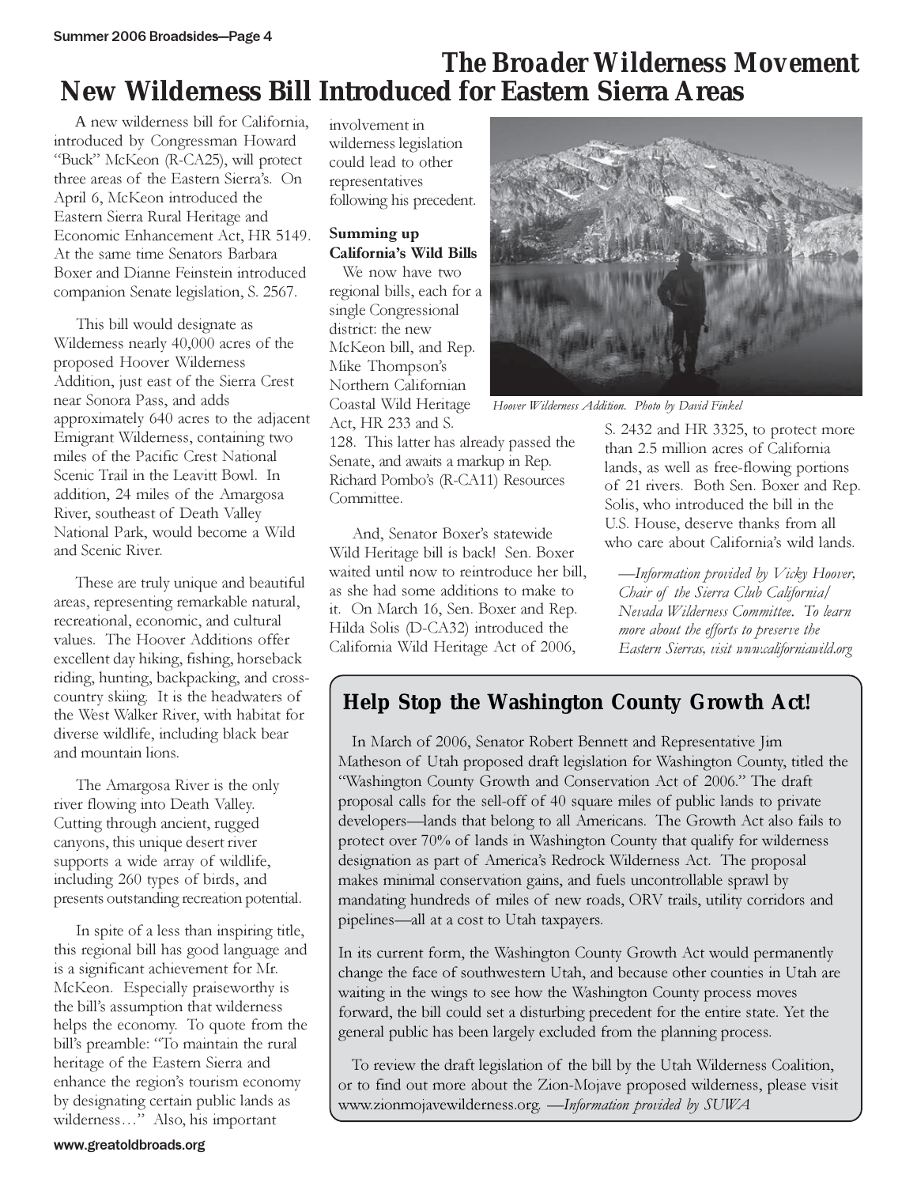## The Broader Wilderness Movement

# New Wilderness Bill Introduced for Eastern Sierra Areas

A new wilderness bill for California, introduced by Congressman Howard "Buck" McKeon (R-CA25), will protect three areas of the Eastern Sierra's. On April 6, McKeon introduced the Eastern Sierra Rural Heritage and Economic Enhancement Act, HR 5149. At the same time Senators Barbara Boxer and Dianne Feinstein introduced companion Senate legislation, S. 2567.

This bill would designate as Wilderness nearly 40,000 acres of the proposed Hoover Wilderness Addition, just east of the Sierra Crest near Sonora Pass, and adds approximately 640 acres to the adjacent Emigrant Wilderness, containing two miles of the Pacific Crest National Scenic Trail in the Leavitt Bowl. In addition, 24 miles of the Amargosa River, southeast of Death Valley National Park, would become a Wild and Scenic River.

These are truly unique and beautiful areas, representing remarkable natural, recreational, economic, and cultural values. The Hoover Additions offer excellent day hiking, fishing, horseback riding, hunting, backpacking, and cross-country skiing. It is the headwaters of the West Walker River, with habitat for diverse wildlife, including black bear and mountain lions.

The Amargosa River is the only river flowing into Death Valley. Cutting through ancient, rugged canyons, this unique desert river supports a wide array of wildlife, including 260 types of birds, and presents outstanding recreation potential.

In spite of a less than inspiring title, this regional bill has good language and is a significant achievement for Mr. McKeon. Especially praiseworthy is the bill's assumption that wilderness helps the economy. To quote from the bill's preamble: "To maintain the rural heritage of the Eastern Sierra and enhance the region's tourism economy by designating certain public lands as wilderness…" Also, his important involvement in wilderness legislation could lead to other representatives following his precedent.

**Summing up California's Wild Bills**

We now have two regional bills, each for a single Congressional district: the new McKeon bill, and Rep. Mike Thompson's Northern Californian Coastal Wild Heritage Act, HR 233 and S. 128. This latter has already passed the Senate, and awaits a markup in Rep. Richard Pombo's (R-CA11) Resources Committee.

And, Senator Boxer's statewide Wild Heritage bill is back! Sen. Boxer waited until now to reintroduce her bill, as she had some additions to make to it. On March 16, Sen. Boxer and Rep. Hilda Solis (D-CA32) introduced the California Wild Heritage Act of 2006, S. 2432 and HR 3325, to protect more than 2.5 million acres of California lands, as well as free-flowing portions of 21 rivers. Both Sen. Boxer and Rep. Solis, who introduced the bill in the U.S. House, deserve thanks from all who care about California's wild lands.

*Hoover Wilderness Addition. Photo by David Finkel*

*—Information provided by Vicky Hoover, Chair of the Sierra Club California/ Nevada Wilderness Committee. To learn more about the efforts to preserve the Eastern Sierras, visit www.californiawild.org*

## Help Stop the Washington County Growth Act!

In March of 2006, Senator Robert Bennett and Representative Jim Matheson of Utah proposed draft legislation for Washington County, titled the "Washington County Growth and Conservation Act of 2006." The draft proposal calls for the sell-off of 40 square miles of public lands to private developers—lands that belong to all Americans. The Growth Act also fails to protect over 70% of lands in Washington County that qualify for wilderness designation as part of America's Redrock Wilderness Act. The proposal makes minimal conservation gains, and fuels uncontrollable sprawl by mandating hundreds of miles of new roads, ORV trails, utility corridors and pipelines—all at a cost to Utah taxpayers.

In its current form, the Washington County Growth Act would permanently change the face of southwestern Utah, and because other counties in Utah are waiting in the wings to see how the Washington County process moves forward, the bill could set a disturbing precedent for the entire state. Yet the general public has been largely excluded from the planning process.

To review the draft legislation of the bill by the Utah Wilderness Coalition, or to find out more about the Zion-Mojave proposed wilderness, please visit www.zionmojavewilderness.org. *—Information provided by SUWA*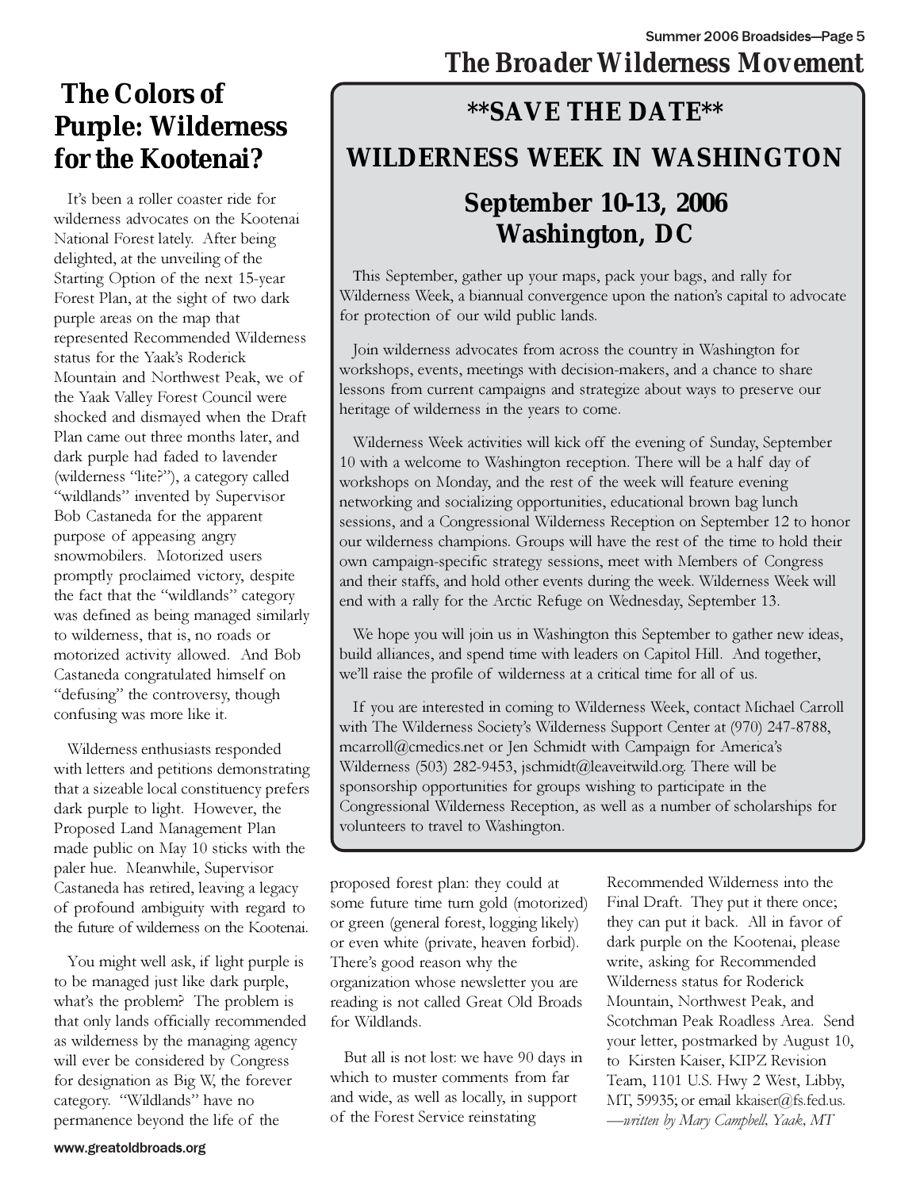## The Broader Wilderness Movement

## **SAVE THE DATE**

## WILDERNESS WEEK IN WASHINGTON

### September 10-13, 2006
### Washington, DC

This September, gather up your maps, pack your bags, and rally for Wilderness Week, a biannual convergence upon the nation's capital to advocate for protection of our wild public lands.

Join wilderness advocates from across the country in Washington for workshops, events, meetings with decision-makers, and a chance to share lessons from current campaigns and strategize about ways to preserve our heritage of wilderness in the years to come.

Wilderness Week activities will kick off the evening of Sunday, September 10 with a welcome to Washington reception. There will be a half day of workshops on Monday, and the rest of the week will feature evening networking and socializing opportunities, educational brown bag lunch sessions, and a Congressional Wilderness Reception on September 12 to honor our wilderness champions. Groups will have the rest of the time to hold their own campaign-specific strategy sessions, meet with Members of Congress and their staffs, and hold other events during the week. Wilderness Week will end with a rally for the Arctic Refuge on Wednesday, September 13.

We hope you will join us in Washington this September to gather new ideas, build alliances, and spend time with leaders on Capitol Hill. And together, we'll raise the profile of wilderness at a critical time for all of us.

If you are interested in coming to Wilderness Week, contact Michael Carroll with The Wilderness Society's Wilderness Support Center at (970) 247-8788, mcarroll@cmedics.net or Jen Schmidt with Campaign for America's Wilderness (503) 282-9453, jschmidt@leaveitwild.org. There will be sponsorship opportunities for groups wishing to participate in the Congressional Wilderness Reception, as well as a number of scholarships for volunteers to travel to Washington.

## The Colors of Purple: Wilderness for the Kootenai?

It's been a roller coaster ride for wilderness advocates on the Kootenai National Forest lately. After being delighted, at the unveiling of the Starting Option of the next 15-year Forest Plan, at the sight of two dark purple areas on the map that represented Recommended Wilderness status for the Yaak's Roderick Mountain and Northwest Peak, we of the Yaak Valley Forest Council were shocked and dismayed when the Draft Plan came out three months later, and dark purple had faded to lavender (wilderness "lite?"), a category called "wildlands" invented by Supervisor Bob Castaneda for the apparent purpose of appeasing angry snowmobilers. Motorized users promptly proclaimed victory, despite the fact that the "wildlands" category was defined as being managed similarly to wilderness, that is, no roads or motorized activity allowed. And Bob Castaneda congratulated himself on "defusing" the controversy, though confusing was more like it.

Wilderness enthusiasts responded with letters and petitions demonstrating that a sizeable local constituency prefers dark purple to light. However, the Proposed Land Management Plan made public on May 10 sticks with the paler hue. Meanwhile, Supervisor Castaneda has retired, leaving a legacy of profound ambiguity with regard to the future of wilderness on the Kootenai.

You might well ask, if light purple is to be managed just like dark purple, what's the problem? The problem is that only lands officially recommended as wilderness by the managing agency will ever be considered by Congress for designation as Big W, the forever category. "Wildlands" have no permanence beyond the life of the proposed forest plan: they could at some future time turn gold (motorized) or green (general forest, logging likely) or even white (private, heaven forbid). There's good reason why the organization whose newsletter you are reading is not called Great Old Broads for Wildlands.

But all is not lost: we have 90 days in which to muster comments from far and wide, as well as locally, in support of the Forest Service reinstating Recommended Wilderness into the Final Draft. They put it there once; they can put it back. All in favor of dark purple on the Kootenai, please write, asking for Recommended Wilderness status for Roderick Mountain, Northwest Peak, and Scotchman Peak Roadless Area. Send your letter, postmarked by August 10, to Kirsten Kaiser, KIPZ Revision Team, 1101 U.S. Hwy 2 West, Libby, MT, 59935; or email kkaiser@fs.fed.us.

*—written by Mary Campbell, Yaak, MT*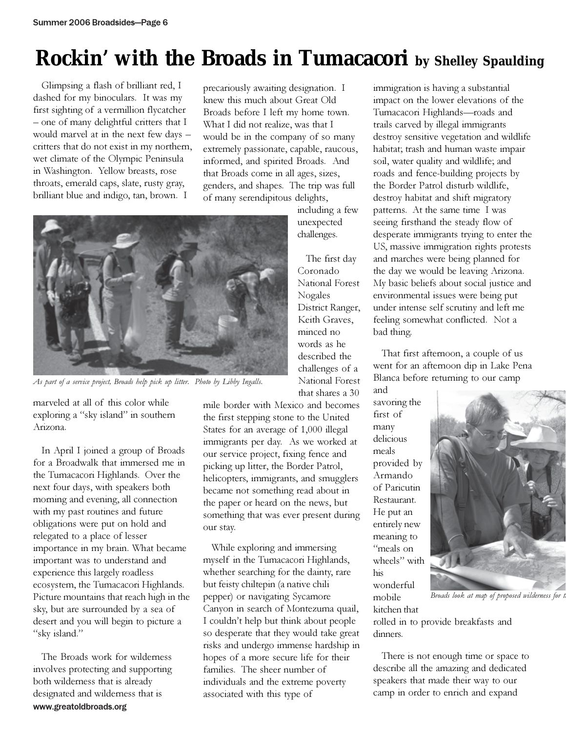# Rockin' with the Broads in Tumacacori by Shelley Spaulding

Glimpsing a flash of brilliant red, I dashed for my binoculars. It was my first sighting of a vermillion flycatcher – one of many delightful critters that I would marvel at in the next few days – critters that do not exist in my northern, wet climate of the Olympic Peninsula in Washington. Yellow breasts, rose throats, emerald caps, slate, rusty gray, brilliant blue and indigo, tan, brown. I marveled at all of this color while exploring a "sky island" in southern Arizona.

*As part of a service project, Broads help pick up litter. Photo by Libby Ingalls.*

In April I joined a group of Broads for a Broadwalk that immersed me in the Tumacacori Highlands. Over the next four days, with speakers both morning and evening, all connection with my past routines and future obligations were put on hold and relegated to a place of lesser importance in my brain. What became important was to understand and experience this largely roadless ecosystem, the Tumacacori Highlands. Picture mountains that reach high in the sky, but are surrounded by a sea of desert and you will begin to picture a "sky island."

The Broads work for wilderness involves protecting and supporting both wilderness that is already designated and wilderness that is precariously awaiting designation. I knew this much about Great Old Broads before I left my home town. What I did not realize, was that I would be in the company of so many extremely passionate, capable, raucous, informed, and spirited Broads. And that Broads come in all ages, sizes, genders, and shapes. The trip was full of many serendipitous delights, including a few unexpected challenges.

The first day Coronado National Forest Nogales District Ranger, Keith Graves, minced no words as he described the challenges of a National Forest that shares a 30 mile border with Mexico and becomes the first stepping stone to the United States for an average of 1,000 illegal immigrants per day. As we worked at our service project, fixing fence and picking up litter, the Border Patrol, helicopters, immigrants, and smugglers became not something read about in the paper or heard on the news, but something that was ever present during our stay.

While exploring and immersing myself in the Tumacacori Highlands, whether searching for the dainty, rare but feisty chiltepin (a native chili pepper) or navigating Sycamore Canyon in search of Montezuma quail, I couldn't help but think about people so desperate that they would take great risks and undergo immense hardship in hopes of a more secure life for their families. The sheer number of individuals and the extreme poverty associated with this type of immigration is having a substantial impact on the lower elevations of the Tumacacori Highlands—roads and trails carved by illegal immigrants destroy sensitive vegetation and wildlife habitat; trash and human waste impair soil, water quality and wildlife; and roads and fence-building projects by the Border Patrol disturb wildlife, destroy habitat and shift migratory patterns. At the same time I was seeing firsthand the steady flow of desperate immigrants trying to enter the US, massive immigration rights protests and marches were being planned for the day we would be leaving Arizona. My basic beliefs about social justice and environmental issues were being put under intense self scrutiny and left me feeling somewhat conflicted. Not a bad thing.

That first afternoon, a couple of us went for an afternoon dip in Lake Pena Blanca before returning to our camp and savoring the first of many delicious meals provided by Armando of Paricutin Restaurant. He put an entirely new meaning to "meals on wheels" with his wonderful mobile kitchen that rolled in to provide breakfasts and dinners.

*Broads look at map of proposed wilderness for t*

There is not enough time or space to describe all the amazing and dedicated speakers that made their way to our camp in order to enrich and expand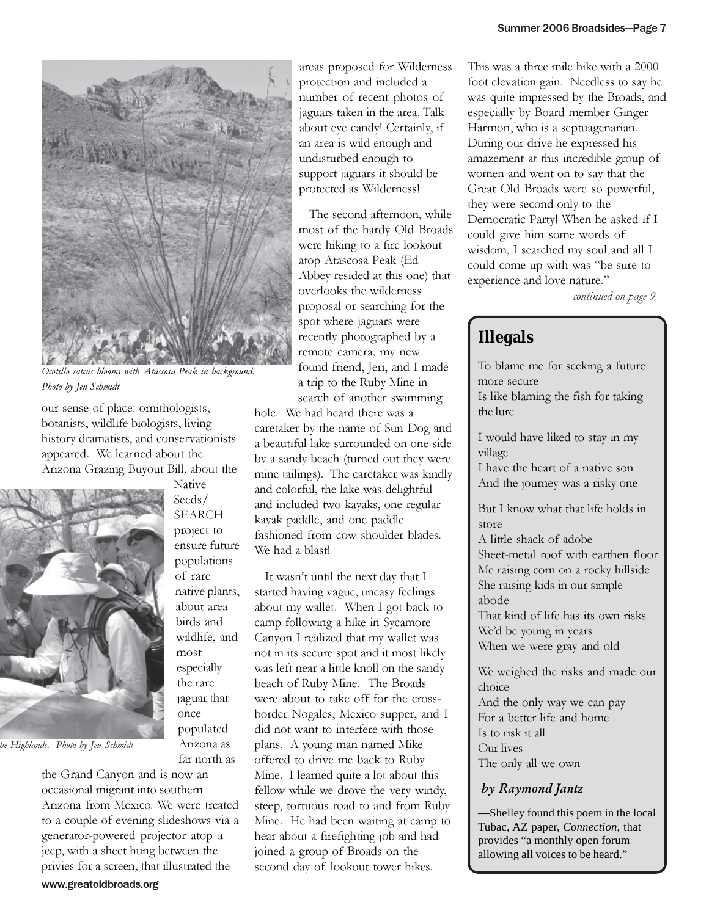*Ocotillo catcus blooms with Atascosa Peak in background. Photo by Jen Schmidt*

our sense of place: ornithologists, botanists, wildlife biologists, living history dramatists, and conservationists appeared. We learned about the Arizona Grazing Buyout Bill, about the Native Seeds/SEARCH project to ensure future populations of rare native plants, about area birds and wildlife, and most especially the rare jaguar that once populated Arizona as far north as the Grand Canyon and is now an occasional migrant into southern Arizona from Mexico. We were treated to a couple of evening slideshows via a generator-powered projector atop a jeep, with a sheet hung between the privies for a screen, that illustrated the areas proposed for Wilderness protection and included a number of recent photos of jaguars taken in the area. Talk about eye candy! Certainly, if an area is wild enough and undisturbed enough to support jaguars it should be protected as Wilderness!

*he Highlands. Photo by Jen Schmidt*

The second afternoon, while most of the hardy Old Broads were hiking to a fire lookout atop Atascosa Peak (Ed Abbey resided at this one) that overlooks the wilderness proposal or searching for the spot where jaguars were recently photographed by a remote camera, my new found friend, Jeri, and I made a trip to the Ruby Mine in search of another swimming hole. We had heard there was a caretaker by the name of Sun Dog and a beautiful lake surrounded on one side by a sandy beach (turned out they were mine tailings). The caretaker was kindly and colorful, the lake was delightful and included two kayaks, one regular kayak paddle, and one paddle fashioned from cow shoulder blades. We had a blast!

It wasn't until the next day that I started having vague, uneasy feelings about my wallet. When I got back to camp following a hike in Sycamore Canyon I realized that my wallet was not in its secure spot and it most likely was left near a little knoll on the sandy beach of Ruby Mine. The Broads were about to take off for the cross-border Nogales, Mexico supper, and I did not want to interfere with those plans. A young man named Mike offered to drive me back to Ruby Mine. I learned quite a lot about this fellow while we drove the very windy, steep, tortuous road to and from Ruby Mine. He had been waiting at camp to hear about a firefighting job and had joined a group of Broads on the second day of lookout tower hikes. This was a three mile hike with a 2000 foot elevation gain. Needless to say he was quite impressed by the Broads, and especially by Board member Ginger Harmon, who is a septuagenarian. During our drive he expressed his amazement at this incredible group of women and went on to say that the Great Old Broads were so powerful, they were second only to the Democratic Party! When he asked if I could give him some words of wisdom, I searched my soul and all I could come up with was "be sure to experience and love nature."

*continued on page 9*

## Illegals

To blame me for seeking a future more secure  
Is like blaming the fish for taking the lure

I would have liked to stay in my village  
I have the heart of a native son  
And the journey was a risky one

But I know what that life holds in store  
A little shack of adobe  
Sheet-metal roof with earthen floor  
Me raising corn on a rocky hillside  
She raising kids in our simple abode  
That kind of life has its own risks  
We'd be young in years  
When we were gray and old

We weighed the risks and made our choice  
And the only way we can pay  
For a better life and home  
Is to risk it all  
Our lives  
The only all we own

***by Raymond Jantz***

—Shelley found this poem in the local Tubac, AZ paper, *Connection,* that provides "a monthly open forum allowing all voices to be heard."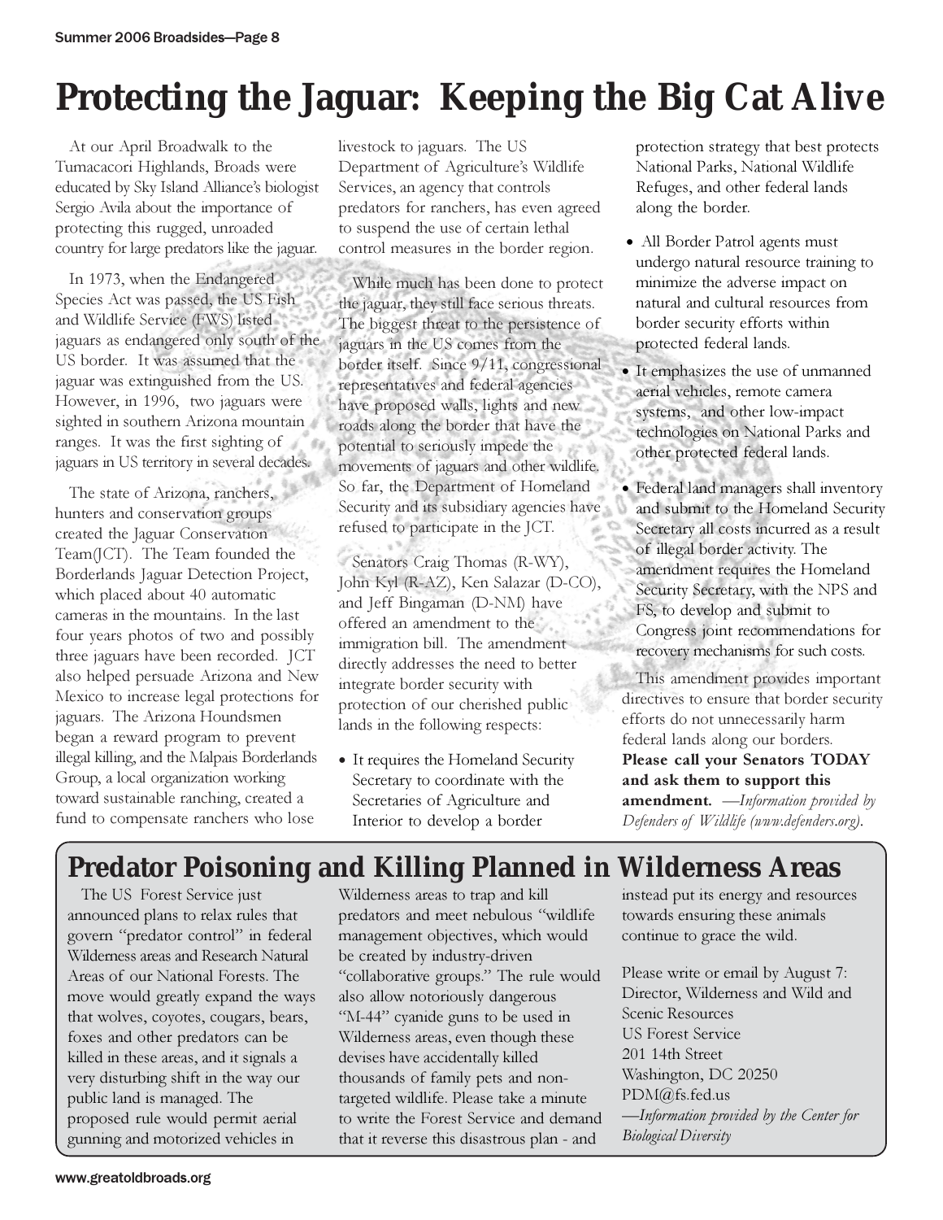# Protecting the Jaguar: Keeping the Big Cat Alive

At our April Broadwalk to the Tumacacori Highlands, Broads were educated by Sky Island Alliance's biologist Sergio Avila about the importance of protecting this rugged, unroaded country for large predators like the jaguar.

In 1973, when the Endangered Species Act was passed, the US Fish and Wildlife Service (FWS) listed jaguars as endangered only south of the US border. It was assumed that the jaguar was extinguished from the US. However, in 1996, two jaguars were sighted in southern Arizona mountain ranges. It was the first sighting of jaguars in US territory in several decades.

The state of Arizona, ranchers, hunters and conservation groups created the Jaguar Conservation Team(JCT). The Team founded the Borderlands Jaguar Detection Project, which placed about 40 automatic cameras in the mountains. In the last four years photos of two and possibly three jaguars have been recorded. JCT also helped persuade Arizona and New Mexico to increase legal protections for jaguars. The Arizona Houndsmen began a reward program to prevent illegal killing, and the Malpais Borderlands Group, a local organization working toward sustainable ranching, created a fund to compensate ranchers who lose livestock to jaguars. The US Department of Agriculture's Wildlife Services, an agency that controls predators for ranchers, has even agreed to suspend the use of certain lethal control measures in the border region.

While much has been done to protect the jaguar, they still face serious threats. The biggest threat to the persistence of jaguars in the US comes from the border itself. Since 9/11, congressional representatives and federal agencies have proposed walls, lights and new roads along the border that have the potential to seriously impede the movements of jaguars and other wildlife. So far, the Department of Homeland Security and its subsidiary agencies have refused to participate in the JCT.

Senators Craig Thomas (R-WY), John Kyl (R-AZ), Ken Salazar (D-CO), and Jeff Bingaman (D-NM) have offered an amendment to the immigration bill. The amendment directly addresses the need to better integrate border security with protection of our cherished public lands in the following respects:

- It requires the Homeland Security Secretary to coordinate with the Secretaries of Agriculture and Interior to develop a border protection strategy that best protects National Parks, National Wildlife Refuges, and other federal lands along the border.
- All Border Patrol agents must undergo natural resource training to minimize the adverse impact on natural and cultural resources from border security efforts within protected federal lands.
- It emphasizes the use of unmanned aerial vehicles, remote camera systems, and other low-impact technologies on National Parks and other protected federal lands.
- Federal land managers shall inventory and submit to the Homeland Security Secretary all costs incurred as a result of illegal border activity. The amendment requires the Homeland Security Secretary, with the NPS and FS, to develop and submit to Congress joint recommendations for recovery mechanisms for such costs.

This amendment provides important directives to ensure that border security efforts do not unnecessarily harm federal lands along our borders. **Please call your Senators TODAY and ask them to support this amendment.** —*Information provided by Defenders of Wildlife (www.defenders.org).*

## Predator Poisoning and Killing Planned in Wilderness Areas

The US Forest Service just announced plans to relax rules that govern "predator control" in federal Wilderness areas and Research Natural Areas of our National Forests. The move would greatly expand the ways that wolves, coyotes, cougars, bears, foxes and other predators can be killed in these areas, and it signals a very disturbing shift in the way our public land is managed. The proposed rule would permit aerial gunning and motorized vehicles in Wilderness areas to trap and kill predators and meet nebulous "wildlife management objectives, which would be created by industry-driven "collaborative groups." The rule would also allow notoriously dangerous "M-44" cyanide guns to be used in Wilderness areas, even though these devises have accidentally killed thousands of family pets and non-targeted wildlife. Please take a minute to write the Forest Service and demand that it reverse this disastrous plan - and instead put its energy and resources towards ensuring these animals continue to grace the wild.

Please write or email by August 7:
Director, Wilderness and Wild and Scenic Resources
US Forest Service
201 14th Street
Washington, DC 20250
PDM@fs.fed.us
—*Information provided by the Center for Biological Diversity*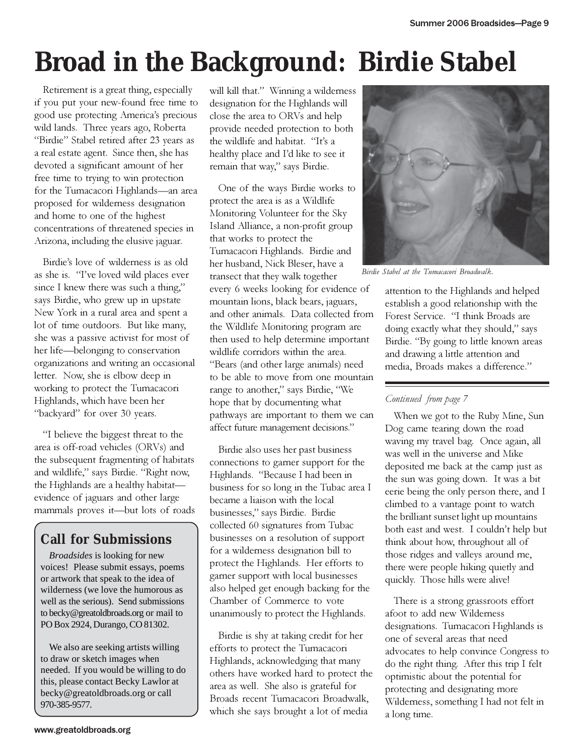# Broad in the Background: Birdie Stabel

Retirement is a great thing, especially if you put your new-found free time to good use protecting America's precious wild lands. Three years ago, Roberta "Birdie" Stabel retired after 23 years as a real estate agent. Since then, she has devoted a significant amount of her free time to trying to win protection for the Tumacacori Highlands—an area proposed for wilderness designation and home to one of the highest concentrations of threatened species in Arizona, including the elusive jaguar.

Birdie's love of wilderness is as old as she is. "I've loved wild places ever since I knew there was such a thing," says Birdie, who grew up in upstate New York in a rural area and spent a lot of time outdoors. But like many, she was a passive activist for most of her life—belonging to conservation organizations and writing an occasional letter. Now, she is elbow deep in working to protect the Tumacacori Highlands, which have been her "backyard" for over 30 years.

"I believe the biggest threat to the area is off-road vehicles (ORVs) and the subsequent fragmenting of habitats and wildlife," says Birdie. "Right now, the Highlands are a healthy habitat—evidence of jaguars and other large mammals proves it—but lots of roads will kill that." Winning a wilderness designation for the Highlands will close the area to ORVs and help provide needed protection to both the wildlife and habitat. "It's a healthy place and I'd like to see it remain that way," says Birdie.

One of the ways Birdie works to protect the area is as a Wildlife Monitoring Volunteer for the Sky Island Alliance, a non-profit group that works to protect the Tumacacori Highlands. Birdie and her husband, Nick Bleser, have a transect that they walk together every 6 weeks looking for evidence of mountain lions, black bears, jaguars, and other animals. Data collected from the Wildlife Monitoring program are then used to help determine important wildlife corridors within the area. "Bears (and other large animals) need to be able to move from one mountain range to another," says Birdie, "We hope that by documenting what pathways are important to them we can affect future management decisions."

Birdie also uses her past business connections to garner support for the Highlands. "Because I had been in business for so long in the Tubac area I became a liaison with the local businesses," says Birdie. Birdie collected 60 signatures from Tubac businesses on a resolution of support for a wilderness designation bill to protect the Highlands. Her efforts to garner support with local businesses also helped get enough backing for the Chamber of Commerce to vote unanimously to protect the Highlands.

Birdie is shy at taking credit for her efforts to protect the Tumacacori Highlands, acknowledging that many others have worked hard to protect the area as well. She also is grateful for Broads recent Tumacacori Broadwalk, which she says brought a lot of media attention to the Highlands and helped establish a good relationship with the Forest Service. "I think Broads are doing exactly what they should," says Birdie. "By going to little known areas and drawing a little attention and media, Broads makes a difference."

*Birdie Stabel at the Tumacacori Broadwalk.*

## Call for Submissions

*Broadsides* is looking for new voices! Please submit essays, poems or artwork that speak to the idea of wilderness (we love the humorous as well as the serious). Send submissions to becky@greatoldbroads.org or mail to PO Box 2924, Durango, CO 81302.

We also are seeking artists willing to draw or sketch images when needed. If you would be willing to do this, please contact Becky Lawlor at becky@greatoldbroads.org or call 970-385-9577.

---

*Continued from page 7*

When we got to the Ruby Mine, Sun Dog came tearing down the road waving my travel bag. Once again, all was well in the universe and Mike deposited me back at the camp just as the sun was going down. It was a bit eerie being the only person there, and I climbed to a vantage point to watch the brilliant sunset light up mountains both east and west. I couldn't help but think about how, throughout all of those ridges and valleys around me, there were people hiking quietly and quickly. Those hills were alive!

There is a strong grassroots effort afoot to add new Wilderness designations. Tumacacori Highlands is one of several areas that need advocates to help convince Congress to do the right thing. After this trip I felt optimistic about the potential for protecting and designating more Wilderness, something I had not felt in a long time.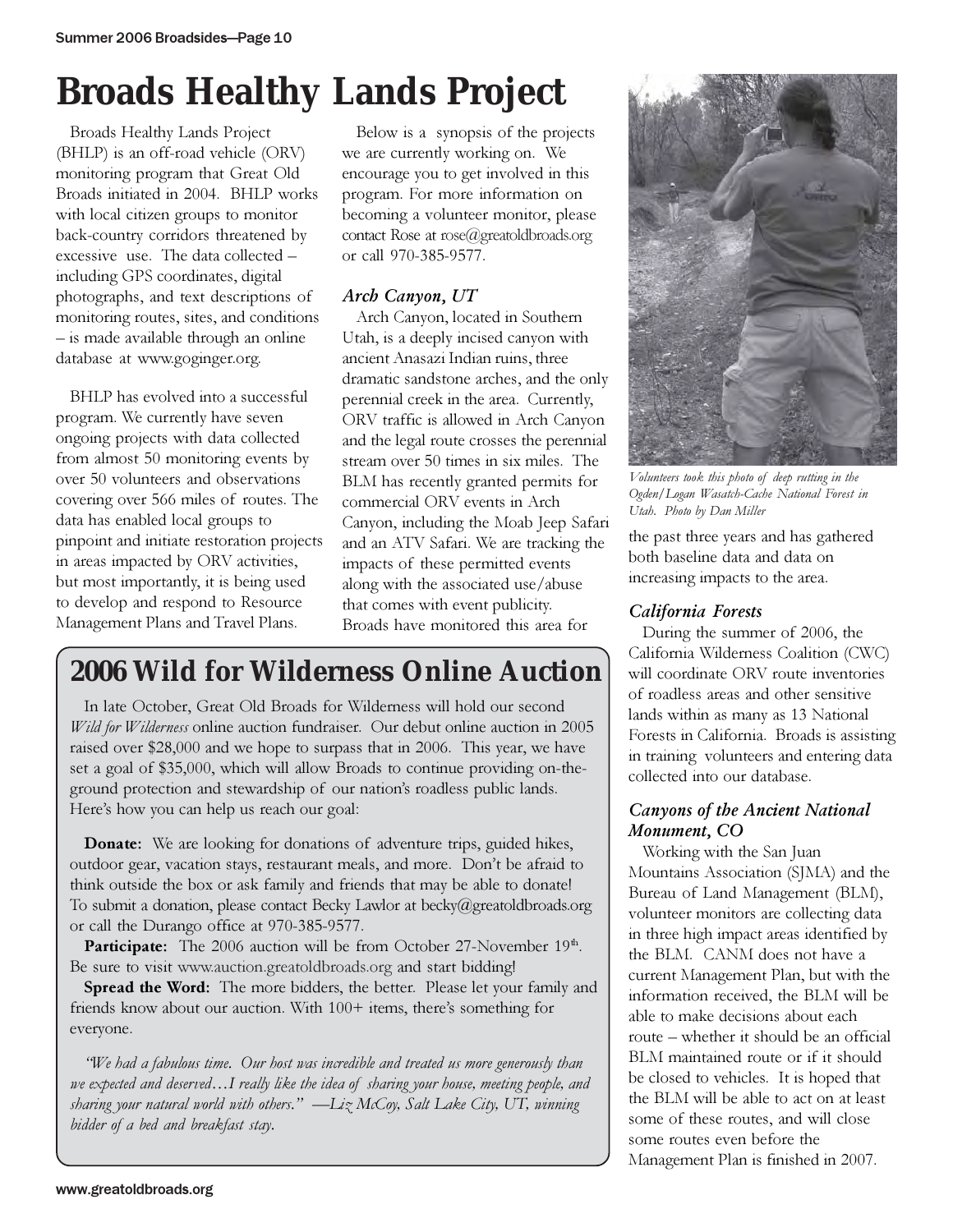# Broads Healthy Lands Project

Broads Healthy Lands Project (BHLP) is an off-road vehicle (ORV) monitoring program that Great Old Broads initiated in 2004. BHLP works with local citizen groups to monitor back-country corridors threatened by excessive use. The data collected – including GPS coordinates, digital photographs, and text descriptions of monitoring routes, sites, and conditions – is made available through an online database at www.goginger.org.

BHLP has evolved into a successful program. We currently have seven ongoing projects with data collected from almost 50 monitoring events by over 50 volunteers and observations covering over 566 miles of routes. The data has enabled local groups to pinpoint and initiate restoration projects in areas impacted by ORV activities, but most importantly, it is being used to develop and respond to Resource Management Plans and Travel Plans.

Below is a synopsis of the projects we are currently working on. We encourage you to get involved in this program. For more information on becoming a volunteer monitor, please contact Rose at rose@greatoldbroads.org or call 970-385-9577.

### *Arch Canyon, UT*

Arch Canyon, located in Southern Utah, is a deeply incised canyon with ancient Anasazi Indian ruins, three dramatic sandstone arches, and the only perennial creek in the area. Currently, ORV traffic is allowed in Arch Canyon and the legal route crosses the perennial stream over 50 times in six miles. The BLM has recently granted permits for commercial ORV events in Arch Canyon, including the Moab Jeep Safari and an ATV Safari. We are tracking the impacts of these permitted events along with the associated use/abuse that comes with event publicity. Broads have monitored this area for the past three years and has gathered both baseline data and data on increasing impacts to the area.

*Volunteers took this photo of deep rutting in the Ogden/Logan Wasatch-Cache National Forest in Utah. Photo by Dan Miller*

### *California Forests*

During the summer of 2006, the California Wilderness Coalition (CWC) will coordinate ORV route inventories of roadless areas and other sensitive lands within as many as 13 National Forests in California. Broads is assisting in training volunteers and entering data collected into our database.

### *Canyons of the Ancient National Monument, CO*

Working with the San Juan Mountains Association (SJMA) and the Bureau of Land Management (BLM), volunteer monitors are collecting data in three high impact areas identified by the BLM. CANM does not have a current Management Plan, but with the information received, the BLM will be able to make decisions about each route – whether it should be an official BLM maintained route or if it should be closed to vehicles. It is hoped that the BLM will be able to act on at least some of these routes, and will close some routes even before the Management Plan is finished in 2007.

## 2006 Wild for Wilderness Online Auction

In late October, Great Old Broads for Wilderness will hold our second *Wild for Wilderness* online auction fundraiser. Our debut online auction in 2005 raised over $28,000 and we hope to surpass that in 2006. This year, we have set a goal of $35,000, which will allow Broads to continue providing on-the-ground protection and stewardship of our nation's roadless public lands. Here's how you can help us reach our goal:

**Donate:** We are looking for donations of adventure trips, guided hikes, outdoor gear, vacation stays, restaurant meals, and more. Don't be afraid to think outside the box or ask family and friends that may be able to donate! To submit a donation, please contact Becky Lawlor at becky@greatoldbroads.org or call the Durango office at 970-385-9577.

**Participate:** The 2006 auction will be from October 27-November 19th. Be sure to visit www.auction.greatoldbroads.org and start bidding!

**Spread the Word:** The more bidders, the better. Please let your family and friends know about our auction. With 100+ items, there's something for everyone.

*"We had a fabulous time. Our host was incredible and treated us more generously than we expected and deserved…I really like the idea of sharing your house, meeting people, and sharing your natural world with others." —Liz McCoy, Salt Lake City, UT, winning bidder of a bed and breakfast stay.*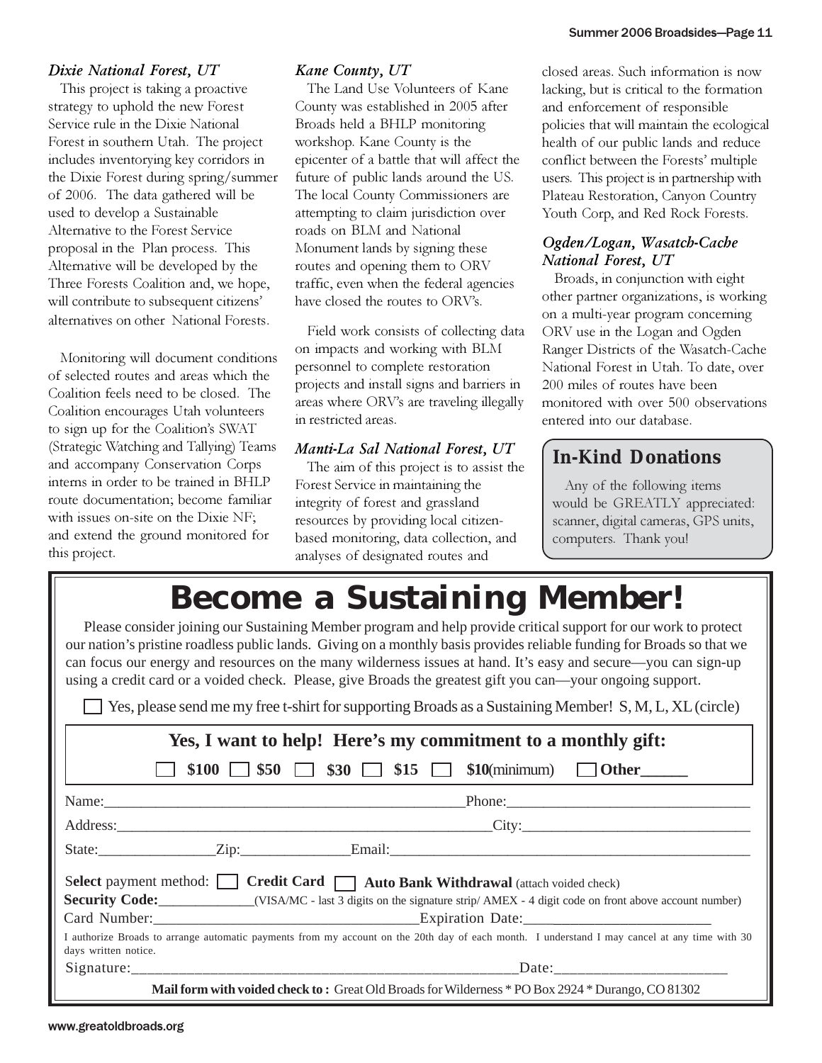### *Dixie National Forest, UT*

This project is taking a proactive strategy to uphold the new Forest Service rule in the Dixie National Forest in southern Utah. The project includes inventorying key corridors in the Dixie Forest during spring/summer of 2006. The data gathered will be used to develop a Sustainable Alternative to the Forest Service proposal in the Plan process. This Alternative will be developed by the Three Forests Coalition and, we hope, will contribute to subsequent citizens' alternatives on other National Forests.

Monitoring will document conditions of selected routes and areas which the Coalition feels need to be closed. The Coalition encourages Utah volunteers to sign up for the Coalition's SWAT (Strategic Watching and Tallying) Teams and accompany Conservation Corps interns in order to be trained in BHLP route documentation; become familiar with issues on-site on the Dixie NF; and extend the ground monitored for this project.

### *Kane County, UT*

The Land Use Volunteers of Kane County was established in 2005 after Broads held a BHLP monitoring workshop. Kane County is the epicenter of a battle that will affect the future of public lands around the US. The local County Commissioners are attempting to claim jurisdiction over roads on BLM and National Monument lands by signing these routes and opening them to ORV traffic, even when the federal agencies have closed the routes to ORV's.

Field work consists of collecting data on impacts and working with BLM personnel to complete restoration projects and install signs and barriers in areas where ORV's are traveling illegally in restricted areas.

### *Manti-La Sal National Forest, UT*

The aim of this project is to assist the Forest Service in maintaining the integrity of forest and grassland resources by providing local citizen-based monitoring, data collection, and analyses of designated routes and closed areas. Such information is now lacking, but is critical to the formation and enforcement of responsible policies that will maintain the ecological health of our public lands and reduce conflict between the Forests' multiple users. This project is in partnership with Plateau Restoration, Canyon Country Youth Corp, and Red Rock Forests.

### *Ogden/Logan, Wasatch-Cache National Forest, UT*

Broads, in conjunction with eight other partner organizations, is working on a multi-year program concerning ORV use in the Logan and Ogden Ranger Districts of the Wasatch-Cache National Forest in Utah. To date, over 200 miles of routes have been monitored with over 500 observations entered into our database.

## In-Kind Donations

Any of the following items would be GREATLY appreciated: scanner, digital cameras, GPS units, computers. Thank you!

# Become a Sustaining Member!

Please consider joining our Sustaining Member program and help provide critical support for our work to protect our nation's pristine roadless public lands. Giving on a monthly basis provides reliable funding for Broads so that we can focus our energy and resources on the many wilderness issues at hand. It's easy and secure—you can sign-up using a credit card or a voided check. Please, give Broads the greatest gift you can—your ongoing support.

☐ Yes, please send me my free t-shirt for supporting Broads as a Sustaining Member! S, M, L, XL (circle)

**Yes, I want to help! Here's my commitment to a monthly gift:**

☐ **$100** ☐ **$50** ☐ **$30** ☐ **$15** ☐ **$10**(minimum) ☐ **Other______**

Name:_______________________________________________ Phone:_______________________________

Address:_______________________________________________ City:_______________________________

State:________________ Zip:_______________ Email:_______________________________________________

Select payment method: ☐ **Credit Card** ☐ **Auto Bank Withdrawal** (attach voided check)

**Security Code:**_____________(VISA/MC - last 3 digits on the signature strip/ AMEX - 4 digit code on front above account number)

Card Number:___________________________________ Expiration Date:_________________________

I authorize Broads to arrange automatic payments from my account on the 20th day of each month. I understand I may cancel at any time with 30 days written notice.

Signature:_____________________________________________________ Date:_______________________

**Mail form with voided check to :** Great Old Broads for Wilderness * PO Box 2924 * Durango, CO 81302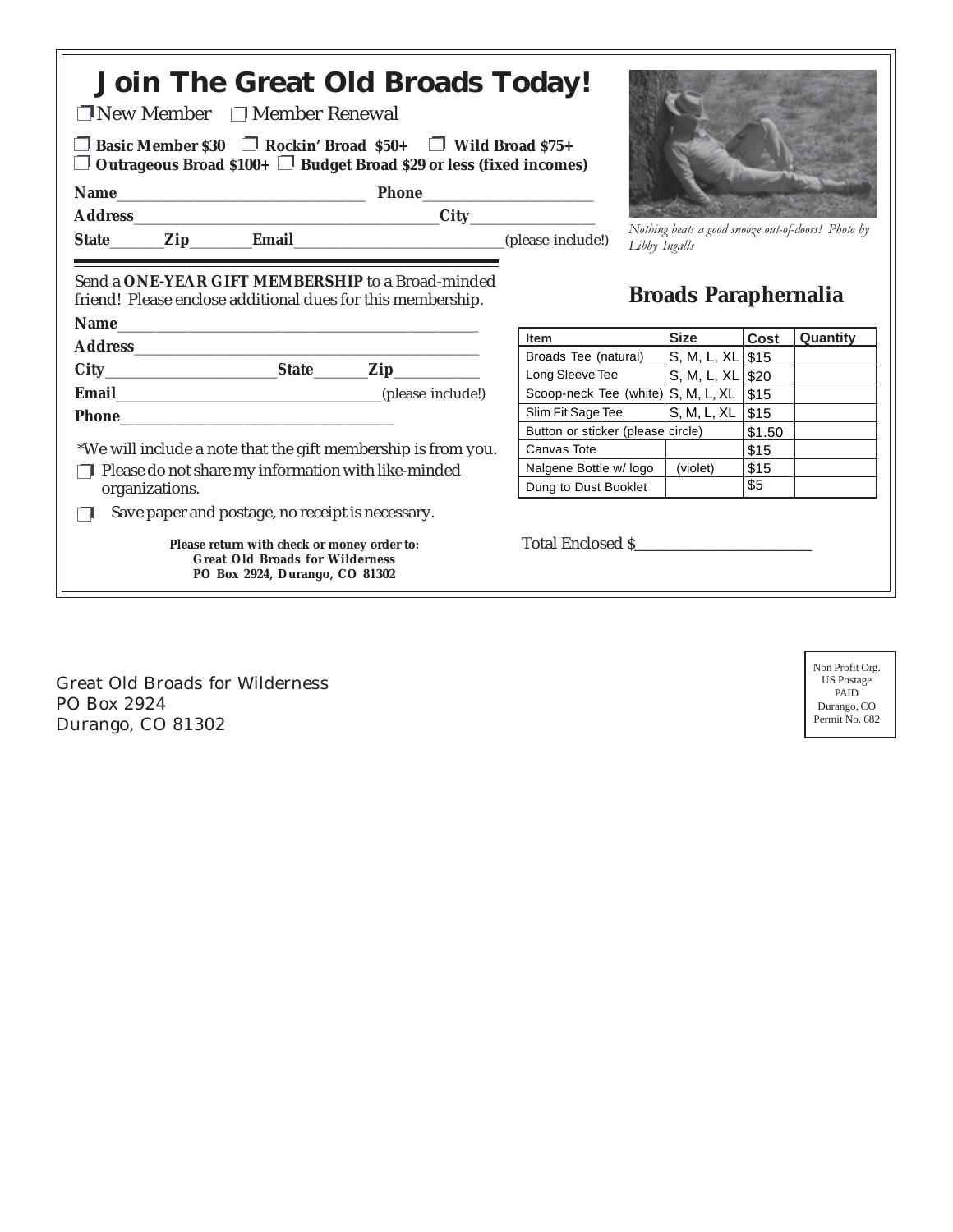# Join The Great Old Broads Today!

❐ New Member ❐ Member Renewal

❐ **Basic Member $30** ❐ **Rockin' Broad $50+** ❐ **Wild Broad $75+**
❐ **Outrageous Broad $100+** ❐ **Budget Broad $29 or less (fixed incomes)**

**Name**_______________________________ **Phone**_____________________

**Address**______________________________________**City**________________

**State**______**Zip**________**Email**__________________________(please include!)

*Nothing beats a good snooze out-of-doors! Photo by Libby Ingalls*

Send a **ONE-YEAR GIFT MEMBERSHIP** to a Broad-minded friend! Please enclose additional dues for this membership.

**Name**_____________________________________________

**Address**___________________________________________

**City**_____________________**State**______**Zip**__________

**Email**_________________________________(please include!)

**Phone**__________________________________

*We will include a note that the gift membership is from you.

❐ Please do not share my information with like-minded organizations.

❐ Save paper and postage, no receipt is necessary.

**Please return with check or money order to:**
**Great Old Broads for Wilderness**
**PO Box 2924, Durango, CO 81302**

## Broads Paraphernalia

| Item | Size | Cost | Quantity |
|---|---|---|---|
| Broads Tee (natural) | S, M, L, XL | $15 | |
| Long Sleeve Tee | S, M, L, XL | $20 | |
| Scoop-neck Tee (white) | S, M, L, XL | $15 | |
| Slim Fit Sage Tee | S, M, L, XL | $15 | |
| Button or sticker (please circle) | | $1.50 | |
| Canvas Tote | | $15 | |
| Nalgene Bottle w/ logo | (violet) | $15 | |
| Dung to Dust Booklet | | $5 | |

Total Enclosed $_____________________

Great Old Broads for Wilderness
PO Box 2924
Durango, CO 81302

Non Profit Org.
US Postage
PAID
Durango, CO
Permit No. 682